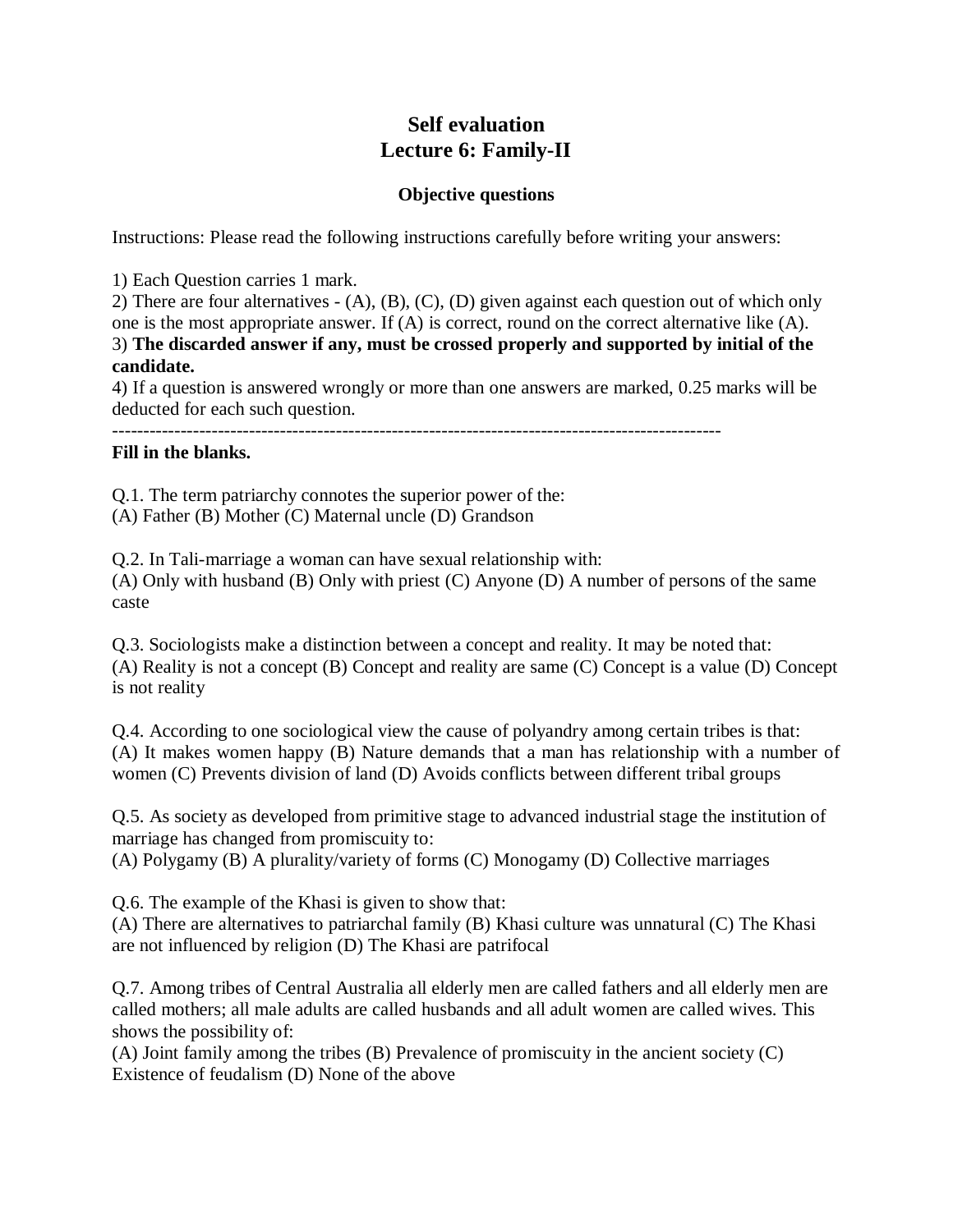# Self evaluation
# Lecture 6: Family-II

### Objective questions

Instructions: Please read the following instructions carefully before writing your answers:

1) Each Question carries 1 mark.
2) There are four alternatives - (A), (B), (C), (D) given against each question out of which only one is the most appropriate answer. If (A) is correct, round on the correct alternative like (A).
3) **The discarded answer if any, must be crossed properly and supported by initial of the candidate.**
4) If a question is answered wrongly or more than one answers are marked, 0.25 marks will be deducted for each such question.

----------------------------------------------------------------------------------------------------

**Fill in the blanks.**

Q.1. The term patriarchy connotes the superior power of the:
(A) Father (B) Mother (C) Maternal uncle (D) Grandson

Q.2. In Tali-marriage a woman can have sexual relationship with:
(A) Only with husband (B) Only with priest (C) Anyone (D) A number of persons of the same caste

Q.3. Sociologists make a distinction between a concept and reality. It may be noted that:
(A) Reality is not a concept (B) Concept and reality are same (C) Concept is a value (D) Concept is not reality

Q.4. According to one sociological view the cause of polyandry among certain tribes is that:
(A) It makes women happy (B) Nature demands that a man has relationship with a number of women (C) Prevents division of land (D) Avoids conflicts between different tribal groups

Q.5. As society as developed from primitive stage to advanced industrial stage the institution of marriage has changed from promiscuity to:
(A) Polygamy (B) A plurality/variety of forms (C) Monogamy (D) Collective marriages

Q.6. The example of the Khasi is given to show that:
(A) There are alternatives to patriarchal family (B) Khasi culture was unnatural (C) The Khasi are not influenced by religion (D) The Khasi are patrifocal

Q.7. Among tribes of Central Australia all elderly men are called fathers and all elderly men are called mothers; all male adults are called husbands and all adult women are called wives. This shows the possibility of:
(A) Joint family among the tribes (B) Prevalence of promiscuity in the ancient society (C) Existence of feudalism (D) None of the above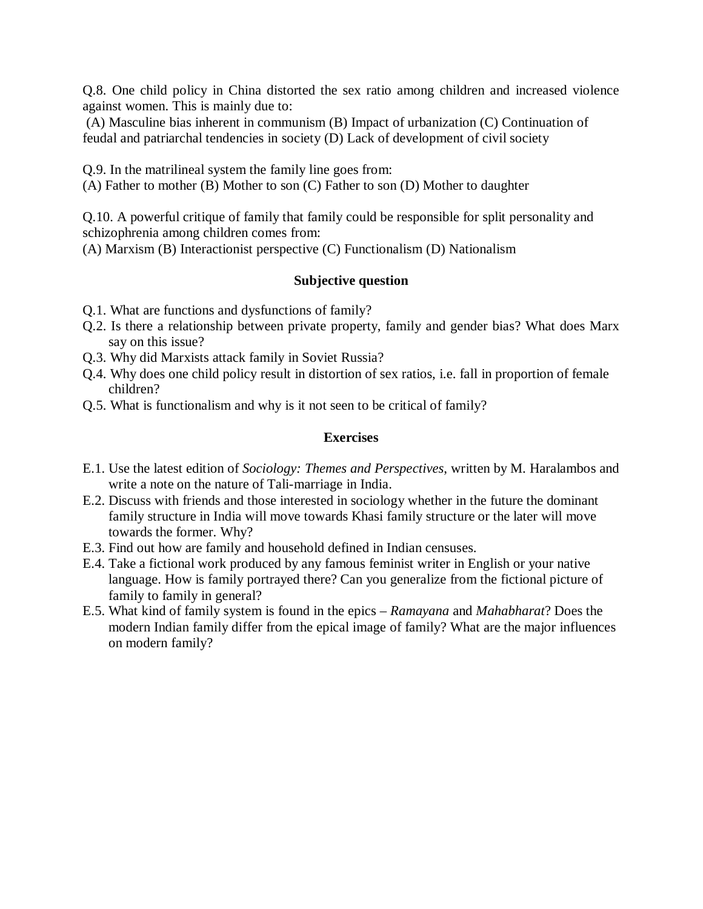Q.8. One child policy in China distorted the sex ratio among children and increased violence against women. This is mainly due to:
(A) Masculine bias inherent in communism (B) Impact of urbanization (C) Continuation of feudal and patriarchal tendencies in society (D) Lack of development of civil society

Q.9. In the matrilineal system the family line goes from:
(A) Father to mother (B) Mother to son (C) Father to son (D) Mother to daughter

Q.10. A powerful critique of family that family could be responsible for split personality and schizophrenia among children comes from:
(A) Marxism (B) Interactionist perspective (C) Functionalism (D) Nationalism

### Subjective question

- Q.1. What are functions and dysfunctions of family?
- Q.2. Is there a relationship between private property, family and gender bias? What does Marx say on this issue?
- Q.3. Why did Marxists attack family in Soviet Russia?
- Q.4. Why does one child policy result in distortion of sex ratios, i.e. fall in proportion of female children?
- Q.5. What is functionalism and why is it not seen to be critical of family?

### Exercises

- E.1. Use the latest edition of *Sociology: Themes and Perspectives*, written by M. Haralambos and write a note on the nature of Tali-marriage in India.
- E.2. Discuss with friends and those interested in sociology whether in the future the dominant family structure in India will move towards Khasi family structure or the later will move towards the former. Why?
- E.3. Find out how are family and household defined in Indian censuses.
- E.4. Take a fictional work produced by any famous feminist writer in English or your native language. How is family portrayed there? Can you generalize from the fictional picture of family to family in general?
- E.5. What kind of family system is found in the epics – *Ramayana* and *Mahabharat*? Does the modern Indian family differ from the epical image of family? What are the major influences on modern family?